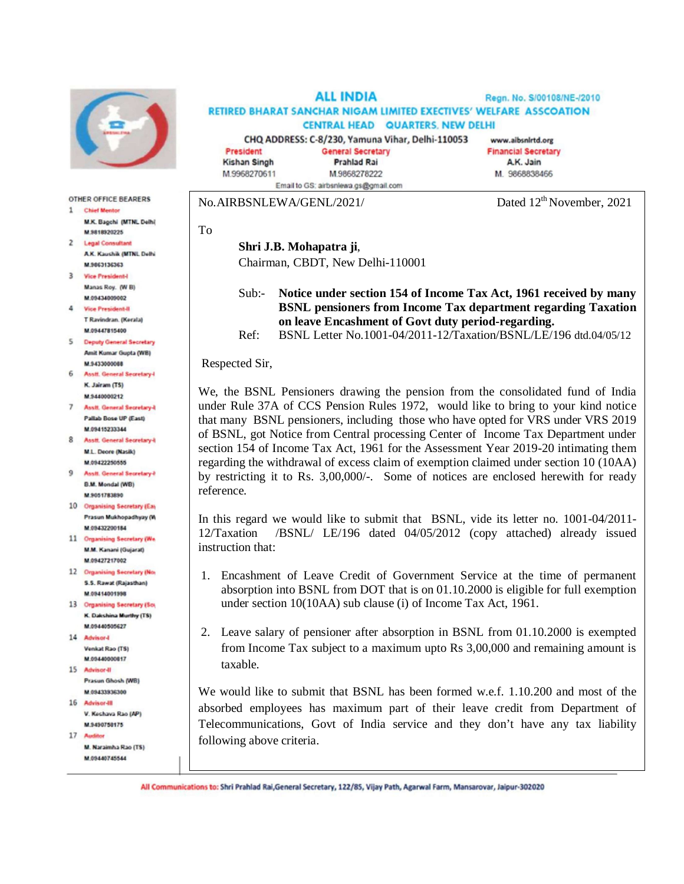# ALL INDIA

## RETIRED BHARAT SANCHAR NIGAM LIMITED EXECTIVES' WELFARE ASSCOATION

### CENTRAL HEAD QUARTERS, NEW DELHI

Regn. No. S/00108/NE-/2010

CHQ ADDRESS: C-8/230, Yamuna Vihar, Delhi-110053

www.aibsnlrtd.org

| President | General Secretary | Financial Secretary |
|---|---|---|
| Kishan Singh | Prahlad Rai | A.K. Jain |
| M.9968270611 | M.9868278222 | M. 9868838466 |

Email to GS: airbsnlewa.gs@gmail.com

**OTHER OFFICE BEARERS**

1. Chief Mentor – M.K. Bagchi (MTNL Delhi) M.9818920225
2. Legal Consultant – A.K. Kaushik (MTNL Delhi) M.9863136363
3. Vice President-I – Manas Roy (W B) M.09434009002
4. Vice President-II – T Ravindran (Kerala) M.09447815400
5. Deputy General Secretary – Amit Kumar Gupta (WB) M.9433000088
6. Asstt. General Secretary-I – K. Jairam (TS) M.9440000212
7. Asstt. General Secretary-I – Pallab Bose UP (East) M.09415233344
8. Asstt. General Secretary-I – M.L. Deore (Nasik) M.09422250555
9. Asstt. General Secretary-I – B.M. Mondal (WB) M.9051783890
10. Organising Secretary (Ea – Prasun Mukhopadhyay (W M.09432200184
11. Organising Secretary (We – M.M. Kanani (Gujarat) M.09427217002
12. Organising Secretary (No – S.S. Rawat (Rajasthan) M.09414001998
13. Organising Secretary (So – K. Dakshina Murthy (TS) M.09440505627
14. Advisor-I – Venkat Rao (TS) M.09440000817
15. Advisor-II – Prasun Ghosh (WB) M.09433936300
16. Advisor-III – V. Keshava Rao (AP) M.9490750175
17. Auditor – M. Narasimha Rao (TS) M.09440745544

---

No.AIRBSNLEWA/GENL/2021/ Dated 12th November, 2021

To

**Shri J.B. Mohapatra ji**,
Chairman, CBDT, New Delhi-110001

Sub:- **Notice under section 154 of Income Tax Act, 1961 received by many BSNL pensioners from Income Tax department regarding Taxation on leave Encashment of Govt duty period-regarding.**

Ref: BSNL Letter No.1001-04/2011-12/Taxation/BSNL/LE/196 dtd.04/05/12

Respected Sir,

We, the BSNL Pensioners drawing the pension from the consolidated fund of India under Rule 37A of CCS Pension Rules 1972, would like to bring to your kind notice that many BSNL pensioners, including those who have opted for VRS under VRS 2019 of BSNL, got Notice from Central processing Center of Income Tax Department under section 154 of Income Tax Act, 1961 for the Assessment Year 2019-20 intimating them regarding the withdrawal of excess claim of exemption claimed under section 10 (10AA) by restricting it to Rs. 3,00,000/-. Some of notices are enclosed herewith for ready reference.

In this regard we would like to submit that BSNL, vide its letter no. 1001-04/2011-12/Taxation /BSNL/ LE/196 dated 04/05/2012 (copy attached) already issued instruction that:

1. Encashment of Leave Credit of Government Service at the time of permanent absorption into BSNL from DOT that is on 01.10.2000 is eligible for full exemption under section 10(10AA) sub clause (i) of Income Tax Act, 1961.

2. Leave salary of pensioner after absorption in BSNL from 01.10.2000 is exempted from Income Tax subject to a maximum upto Rs 3,00,000 and remaining amount is taxable.

We would like to submit that BSNL has been formed w.e.f. 1.10.200 and most of the absorbed employees has maximum part of their leave credit from Department of Telecommunications, Govt of India service and they don't have any tax liability following above criteria.

All Communications to: Shri Prahlad Rai,General Secretary, 122/85, Vijay Path, Agarwal Farm, Mansarovar, Jaipur-302020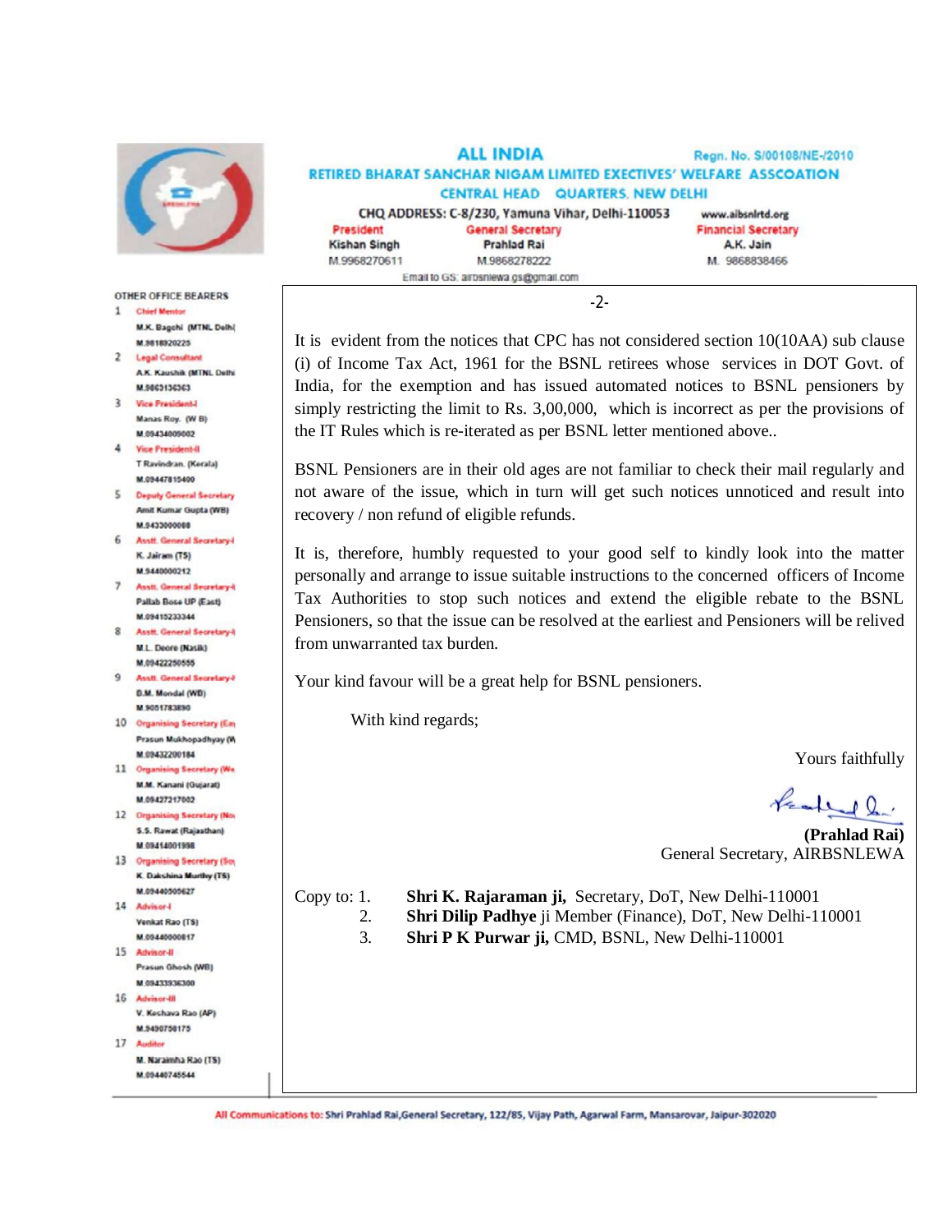# ALL INDIA

Regn. No. S/00108/NE-/2010

## RETIRED BHARAT SANCHAR NIGAM LIMITED EXECTIVES' WELFARE ASSCOATION

### CENTRAL HEAD QUARTERS, NEW DELHI

CHQ ADDRESS: C-8/230, Yamuna Vihar, Delhi-110053 www.aibsnlrtd.org

| President | General Secretary | Financial Secretary |
|---|---|---|
| Kishan Singh | Prahlad Rai | A.K. Jain |
| M.9968270611 | M.9868278222 | M. 9868838466 |

Email to GS: airbsnlewa.gs@gmail.com

OTHER OFFICE BEARERS

1. Chief Mentor – M.K. Bagchi (MTNL Delhi) M.9818920225
2. Legal Consultant – A.K. Kaushik (MTNL Delhi) M.9863136363
3. Vice President-I – Manas Roy. (W B) M.09434009002
4. Vice President-II – T Ravindran. (Kerala) M.09447815400
5. Deputy General Secretary – Amit Kumar Gupta (WB) M.9433000068
6. Asstt. General Secretary-I – K. Jairam (TS) M.9440000212
7. Asstt. General Secretary-II – Pallab Bose UP (East) M.09415233344
8. Asstt. General Secretary-II – M.L. Deore (Nasik) M.09422250555
9. Asstt. General Secretary-II – B.M. Mondal (WB) M.9051783890
10. Organising Secretary (Eas – Prasun Mukhopadhyay (W M.09432200184
11. Organising Secretary (We – M.M. Kanani (Gujarat) M.09427217602
12. Organising Secretary (No – S.S. Rawat (Rajasthan) M.09414001998
13. Organising Secretary (So – K. Dakshina Murthy (TS) M.09440505627
14. Advisor-I – Venkat Rao (TS) M.09440000817
15. Advisor-II – Prasun Ghosh (WB) M.09433936300
16. Advisor-III – V. Keshava Rao (AP) M.9490758175
17. Auditor – M. Naraimha Rao (TS) M.09440745544

-2-

It is evident from the notices that CPC has not considered section 10(10AA) sub clause (i) of Income Tax Act, 1961 for the BSNL retirees whose services in DOT Govt. of India, for the exemption and has issued automated notices to BSNL pensioners by simply restricting the limit to Rs. 3,00,000, which is incorrect as per the provisions of the IT Rules which is re-iterated as per BSNL letter mentioned above..

BSNL Pensioners are in their old ages are not familiar to check their mail regularly and not aware of the issue, which in turn will get such notices unnoticed and result into recovery / non refund of eligible refunds.

It is, therefore, humbly requested to your good self to kindly look into the matter personally and arrange to issue suitable instructions to the concerned officers of Income Tax Authorities to stop such notices and extend the eligible rebate to the BSNL Pensioners, so that the issue can be resolved at the earliest and Pensioners will be relived from unwarranted tax burden.

Your kind favour will be a great help for BSNL pensioners.

With kind regards;

Yours faithfully

**(Prahlad Rai)**
General Secretary, AIRBSNLEWA

Copy to:
1. **Shri K. Rajaraman ji,** Secretary, DoT, New Delhi-110001
2. **Shri Dilip Padhye** ji Member (Finance), DoT, New Delhi-110001
3. **Shri P K Purwar ji,** CMD, BSNL, New Delhi-110001

All Communications to: Shri Prahlad Rai,General Secretary, 122/85, Vijay Path, Agarwal Farm, Mansarovar, Jaipur-302020